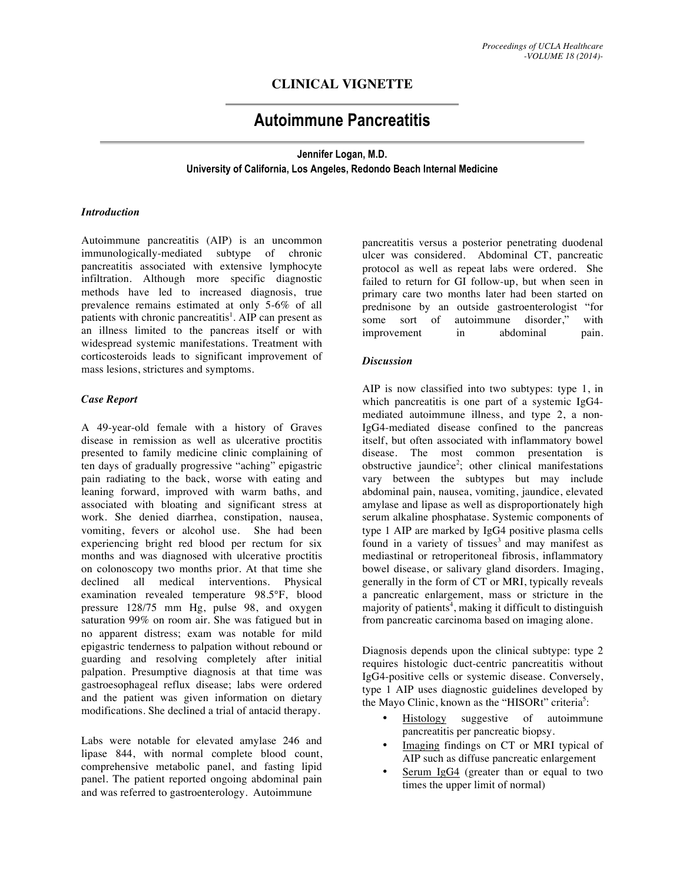# CLINICAL VIGNETTE

## Autoimmune Pancreatitis

**Jennifer Logan, M.D.**
**University of California, Los Angeles, Redondo Beach Internal Medicine**

### *Introduction*

Autoimmune pancreatitis (AIP) is an uncommon immunologically-mediated subtype of chronic pancreatitis associated with extensive lymphocyte infiltration. Although more specific diagnostic methods have led to increased diagnosis, true prevalence remains estimated at only 5-6% of all patients with chronic pancreatitis[1]. AIP can present as an illness limited to the pancreas itself or with widespread systemic manifestations. Treatment with corticosteroids leads to significant improvement of mass lesions, strictures and symptoms.

### *Case Report*

A 49-year-old female with a history of Graves disease in remission as well as ulcerative proctitis presented to family medicine clinic complaining of ten days of gradually progressive "aching" epigastric pain radiating to the back, worse with eating and leaning forward, improved with warm baths, and associated with bloating and significant stress at work. She denied diarrhea, constipation, nausea, vomiting, fevers or alcohol use. She had been experiencing bright red blood per rectum for six months and was diagnosed with ulcerative proctitis on colonoscopy two months prior. At that time she declined all medical interventions. Physical examination revealed temperature 98.5°F, blood pressure 128/75 mm Hg, pulse 98, and oxygen saturation 99% on room air. She was fatigued but in no apparent distress; exam was notable for mild epigastric tenderness to palpation without rebound or guarding and resolving completely after initial palpation. Presumptive diagnosis at that time was gastroesophageal reflux disease; labs were ordered and the patient was given information on dietary modifications. She declined a trial of antacid therapy.

Labs were notable for elevated amylase 246 and lipase 844, with normal complete blood count, comprehensive metabolic panel, and fasting lipid panel. The patient reported ongoing abdominal pain and was referred to gastroenterology. Autoimmune pancreatitis versus a posterior penetrating duodenal ulcer was considered. Abdominal CT, pancreatic protocol as well as repeat labs were ordered. She failed to return for GI follow-up, but when seen in primary care two months later had been started on prednisone by an outside gastroenterologist "for some sort of autoimmune disorder," with improvement in abdominal pain.

### *Discussion*

AIP is now classified into two subtypes: type 1, in which pancreatitis is one part of a systemic IgG4-mediated autoimmune illness, and type 2, a non-IgG4-mediated disease confined to the pancreas itself, but often associated with inflammatory bowel disease. The most common presentation is obstructive jaundice[2]; other clinical manifestations vary between the subtypes but may include abdominal pain, nausea, vomiting, jaundice, elevated amylase and lipase as well as disproportionately high serum alkaline phosphatase. Systemic components of type 1 AIP are marked by IgG4 positive plasma cells found in a variety of tissues[3] and may manifest as mediastinal or retroperitoneal fibrosis, inflammatory bowel disease, or salivary gland disorders. Imaging, generally in the form of CT or MRI, typically reveals a pancreatic enlargement, mass or stricture in the majority of patients[4], making it difficult to distinguish from pancreatic carcinoma based on imaging alone.

Diagnosis depends upon the clinical subtype: type 2 requires histologic duct-centric pancreatitis without IgG4-positive cells or systemic disease. Conversely, type 1 AIP uses diagnostic guidelines developed by the Mayo Clinic, known as the "HISORt" criteria[5]:

- Histology suggestive of autoimmune pancreatitis per pancreatic biopsy.
- Imaging findings on CT or MRI typical of AIP such as diffuse pancreatic enlargement
- Serum IgG4 (greater than or equal to two times the upper limit of normal)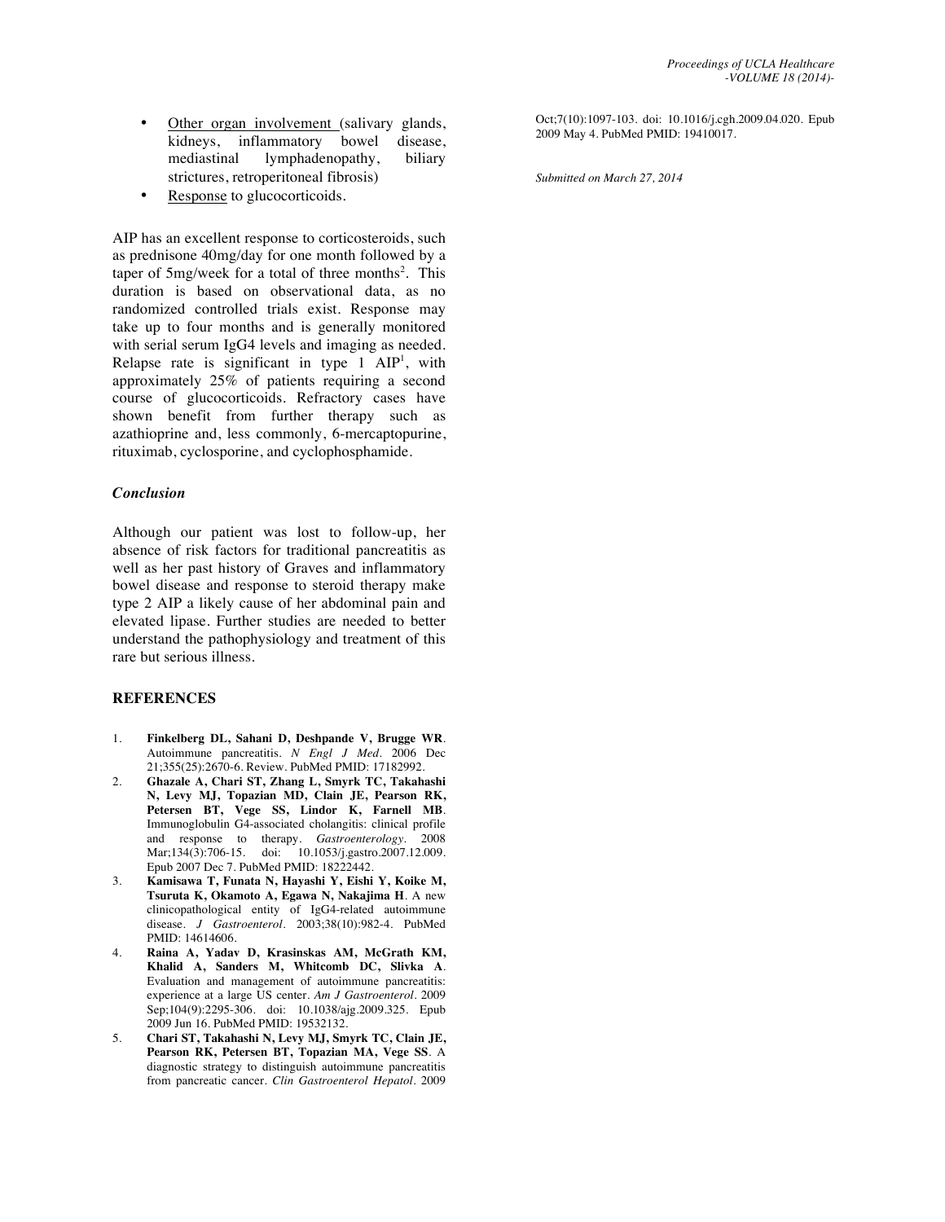- Other organ involvement (salivary glands, kidneys, inflammatory bowel disease, mediastinal lymphadenopathy, biliary strictures, retroperitoneal fibrosis)
- Response to glucocorticoids.

AIP has an excellent response to corticosteroids, such as prednisone 40mg/day for one month followed by a taper of 5mg/week for a total of three months[2]. This duration is based on observational data, as no randomized controlled trials exist. Response may take up to four months and is generally monitored with serial serum IgG4 levels and imaging as needed. Relapse rate is significant in type 1 AIP[1], with approximately 25% of patients requiring a second course of glucocorticoids. Refractory cases have shown benefit from further therapy such as azathioprine and, less commonly, 6-mercaptopurine, rituximab, cyclosporine, and cyclophosphamide.

### *Conclusion*

Although our patient was lost to follow-up, her absence of risk factors for traditional pancreatitis as well as her past history of Graves and inflammatory bowel disease and response to steroid therapy make type 2 AIP a likely cause of her abdominal pain and elevated lipase. Further studies are needed to better understand the pathophysiology and treatment of this rare but serious illness.

## REFERENCES

1. **Finkelberg DL, Sahani D, Deshpande V, Brugge WR**. Autoimmune pancreatitis. *N Engl J Med*. 2006 Dec 21;355(25):2670-6. Review. PubMed PMID: 17182992.
2. **Ghazale A, Chari ST, Zhang L, Smyrk TC, Takahashi N, Levy MJ, Topazian MD, Clain JE, Pearson RK, Petersen BT, Vege SS, Lindor K, Farnell MB**. Immunoglobulin G4-associated cholangitis: clinical profile and response to therapy. *Gastroenterology*. 2008 Mar;134(3):706-15. doi: 10.1053/j.gastro.2007.12.009. Epub 2007 Dec 7. PubMed PMID: 18222442.
3. **Kamisawa T, Funata N, Hayashi Y, Eishi Y, Koike M, Tsuruta K, Okamoto A, Egawa N, Nakajima H**. A new clinicopathological entity of IgG4-related autoimmune disease. *J Gastroenterol*. 2003;38(10):982-4. PubMed PMID: 14614606.
4. **Raina A, Yadav D, Krasinskas AM, McGrath KM, Khalid A, Sanders M, Whitcomb DC, Slivka A**. Evaluation and management of autoimmune pancreatitis: experience at a large US center. *Am J Gastroenterol*. 2009 Sep;104(9):2295-306. doi: 10.1038/ajg.2009.325. Epub 2009 Jun 16. PubMed PMID: 19532132.
5. **Chari ST, Takahashi N, Levy MJ, Smyrk TC, Clain JE, Pearson RK, Petersen BT, Topazian MA, Vege SS**. A diagnostic strategy to distinguish autoimmune pancreatitis from pancreatic cancer. *Clin Gastroenterol Hepatol*. 2009 Oct;7(10):1097-103. doi: 10.1016/j.cgh.2009.04.020. Epub 2009 May 4. PubMed PMID: 19410017.

*Submitted on March 27, 2014*